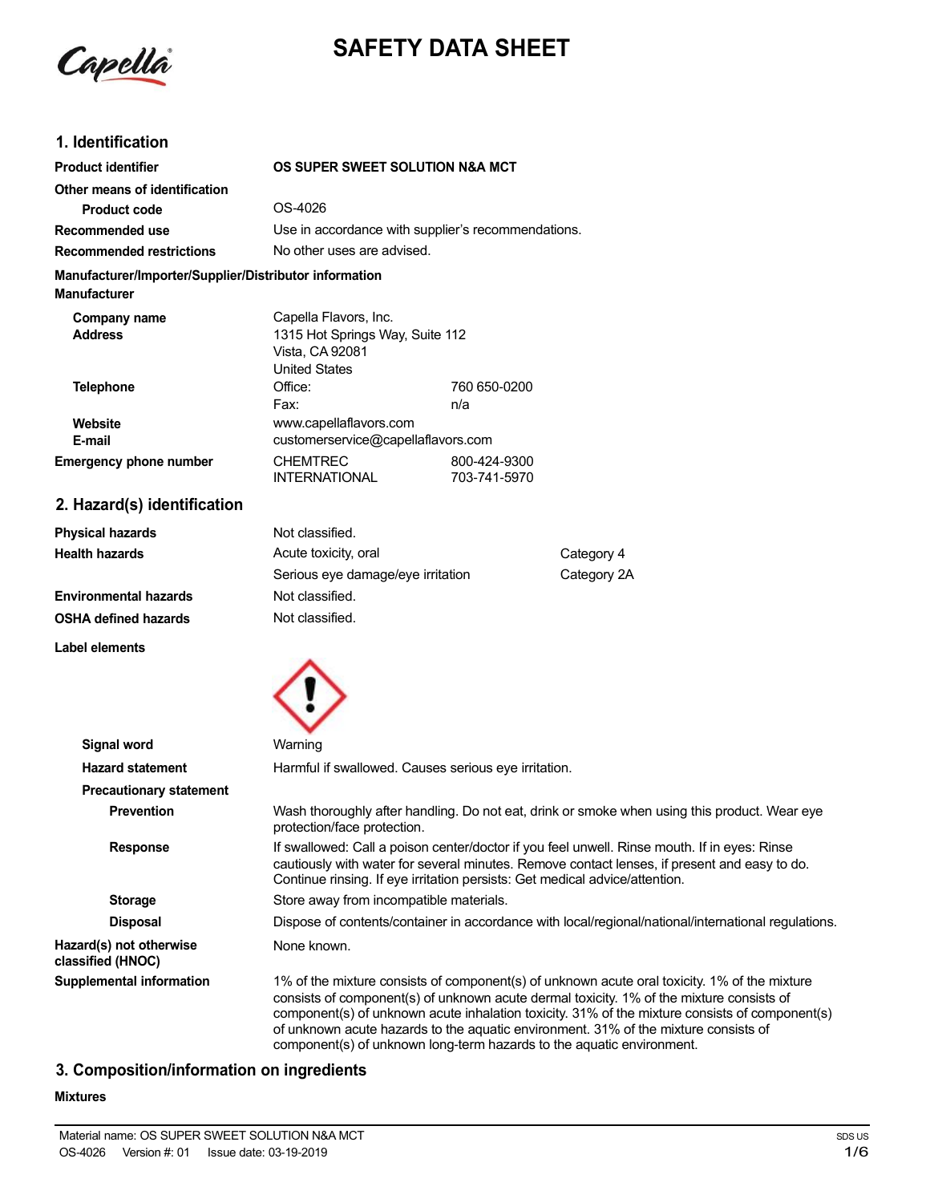# SAFETY DATA SHEET

## 1. Identification

| | | |
|---|---|---|
| **Product identifier** | **OS SUPER SWEET SOLUTION N&A MCT** | |
| **Other means of identification** | | |
| **Product code** | OS-4026 | |
| **Recommended use** | Use in accordance with supplier's recommendations. | |
| **Recommended restrictions** | No other uses are advised. | |

**Manufacturer/Importer/Supplier/Distributor information**

**Manufacturer**

| | | |
|---|---|---|
| **Company name** | Capella Flavors, Inc. | |
| **Address** | 1315 Hot Springs Way, Suite 112<br>Vista, CA 92081<br>United States | |
| **Telephone** | Office: | 760 650-0200 |
| | Fax: | n/a |
| **Website** | www.capellaflavors.com | |
| **E-mail** | customerservice@capellaflavors.com | |
| **Emergency phone number** | CHEMTREC | 800-424-9300 |
| | INTERNATIONAL | 703-741-5970 |

## 2. Hazard(s) identification

| | | |
|---|---|---|
| **Physical hazards** | Not classified. | |
| **Health hazards** | Acute toxicity, oral | Category 4 |
| | Serious eye damage/eye irritation | Category 2A |
| **Environmental hazards** | Not classified. | |
| **OSHA defined hazards** | Not classified. | |

**Label elements**

**Signal word** Warning

**Hazard statement** Harmful if swallowed. Causes serious eye irritation.

**Precautionary statement**

**Prevention** Wash thoroughly after handling. Do not eat, drink or smoke when using this product. Wear eye protection/face protection.

**Response** If swallowed: Call a poison center/doctor if you feel unwell. Rinse mouth. If in eyes: Rinse cautiously with water for several minutes. Remove contact lenses, if present and easy to do. Continue rinsing. If eye irritation persists: Get medical advice/attention.

**Storage** Store away from incompatible materials.

**Disposal** Dispose of contents/container in accordance with local/regional/national/international regulations.

**Hazard(s) not otherwise classified (HNOC)** None known.

**Supplemental information** 1% of the mixture consists of component(s) of unknown acute oral toxicity. 1% of the mixture consists of component(s) of unknown acute dermal toxicity. 1% of the mixture consists of component(s) of unknown acute inhalation toxicity. 31% of the mixture consists of component(s) of unknown acute hazards to the aquatic environment. 31% of the mixture consists of component(s) of unknown long-term hazards to the aquatic environment.

## 3. Composition/information on ingredients

**Mixtures**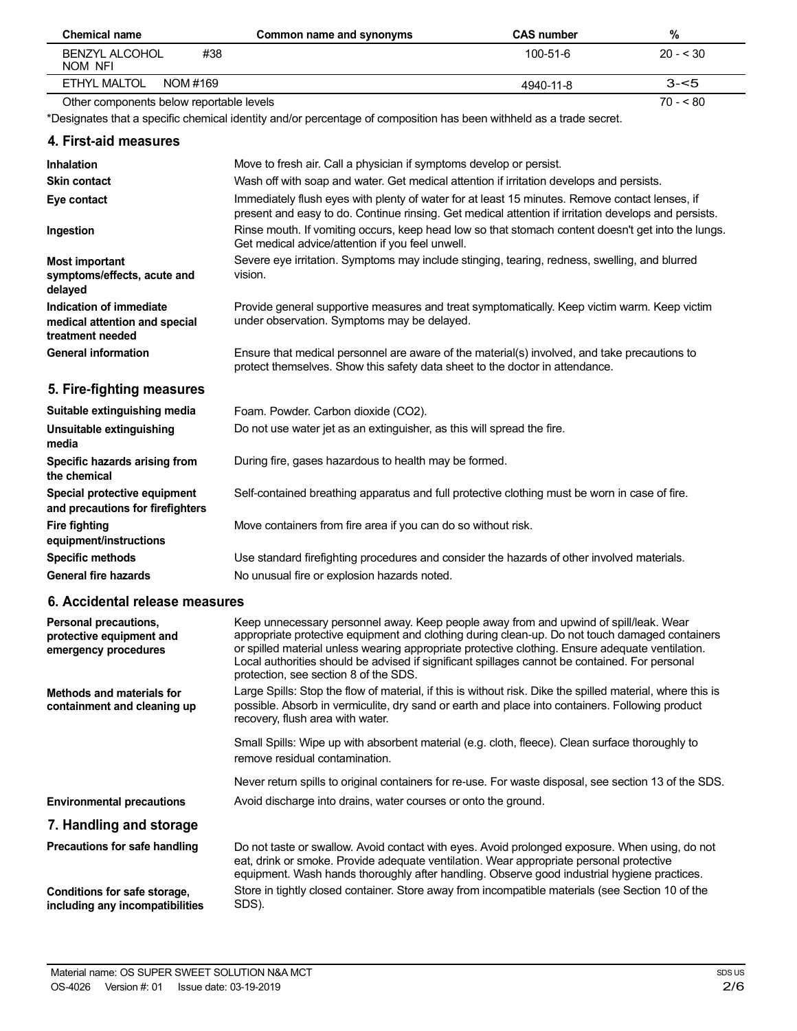| Chemical name | Common name and synonyms | CAS number | % |
|---|---|---|---|
| BENZYL ALCOHOL #38 NOM NFI | | 100-51-6 | 20 - < 30 |
| ETHYL MALTOL NOM #169 | | 4940-11-8 | 3-<5 |
| Other components below reportable levels | | | 70 - < 80 |

*Designates that a specific chemical identity and/or percentage of composition has been withheld as a trade secret.

## 4. First-aid measures

| | |
|---|---|
| **Inhalation** | Move to fresh air. Call a physician if symptoms develop or persist. |
| **Skin contact** | Wash off with soap and water. Get medical attention if irritation develops and persists. |
| **Eye contact** | Immediately flush eyes with plenty of water for at least 15 minutes. Remove contact lenses, if present and easy to do. Continue rinsing. Get medical attention if irritation develops and persists. |
| **Ingestion** | Rinse mouth. If vomiting occurs, keep head low so that stomach content doesn't get into the lungs. Get medical advice/attention if you feel unwell. |
| **Most important symptoms/effects, acute and delayed** | Severe eye irritation. Symptoms may include stinging, tearing, redness, swelling, and blurred vision. |
| **Indication of immediate medical attention and special treatment needed** | Provide general supportive measures and treat symptomatically. Keep victim warm. Keep victim under observation. Symptoms may be delayed. |
| **General information** | Ensure that medical personnel are aware of the material(s) involved, and take precautions to protect themselves. Show this safety data sheet to the doctor in attendance. |

## 5. Fire-fighting measures

| | |
|---|---|
| **Suitable extinguishing media** | Foam. Powder. Carbon dioxide ($CO_2$). |
| **Unsuitable extinguishing media** | Do not use water jet as an extinguisher, as this will spread the fire. |
| **Specific hazards arising from the chemical** | During fire, gases hazardous to health may be formed. |
| **Special protective equipment and precautions for firefighters** | Self-contained breathing apparatus and full protective clothing must be worn in case of fire. |
| **Fire fighting equipment/instructions** | Move containers from fire area if you can do so without risk. |
| **Specific methods** | Use standard firefighting procedures and consider the hazards of other involved materials. |
| **General fire hazards** | No unusual fire or explosion hazards noted. |

## 6. Accidental release measures

| | |
|---|---|
| **Personal precautions, protective equipment and emergency procedures** | Keep unnecessary personnel away. Keep people away from and upwind of spill/leak. Wear appropriate protective equipment and clothing during clean-up. Do not touch damaged containers or spilled material unless wearing appropriate protective clothing. Ensure adequate ventilation. Local authorities should be advised if significant spillages cannot be contained. For personal protection, see section 8 of the SDS. |
| **Methods and materials for containment and cleaning up** | Large Spills: Stop the flow of material, if this is without risk. Dike the spilled material, where this is possible. Absorb in vermiculite, dry sand or earth and place into containers. Following product recovery, flush area with water.<br><br>Small Spills: Wipe up with absorbent material (e.g. cloth, fleece). Clean surface thoroughly to remove residual contamination.<br><br>Never return spills to original containers for re-use. For waste disposal, see section 13 of the SDS. |
| **Environmental precautions** | Avoid discharge into drains, water courses or onto the ground. |

## 7. Handling and storage

| | |
|---|---|
| **Precautions for safe handling** | Do not taste or swallow. Avoid contact with eyes. Avoid prolonged exposure. When using, do not eat, drink or smoke. Provide adequate ventilation. Wear appropriate personal protective equipment. Wash hands thoroughly after handling. Observe good industrial hygiene practices. |
| **Conditions for safe storage, including any incompatibilities** | Store in tightly closed container. Store away from incompatible materials (see Section 10 of the SDS). |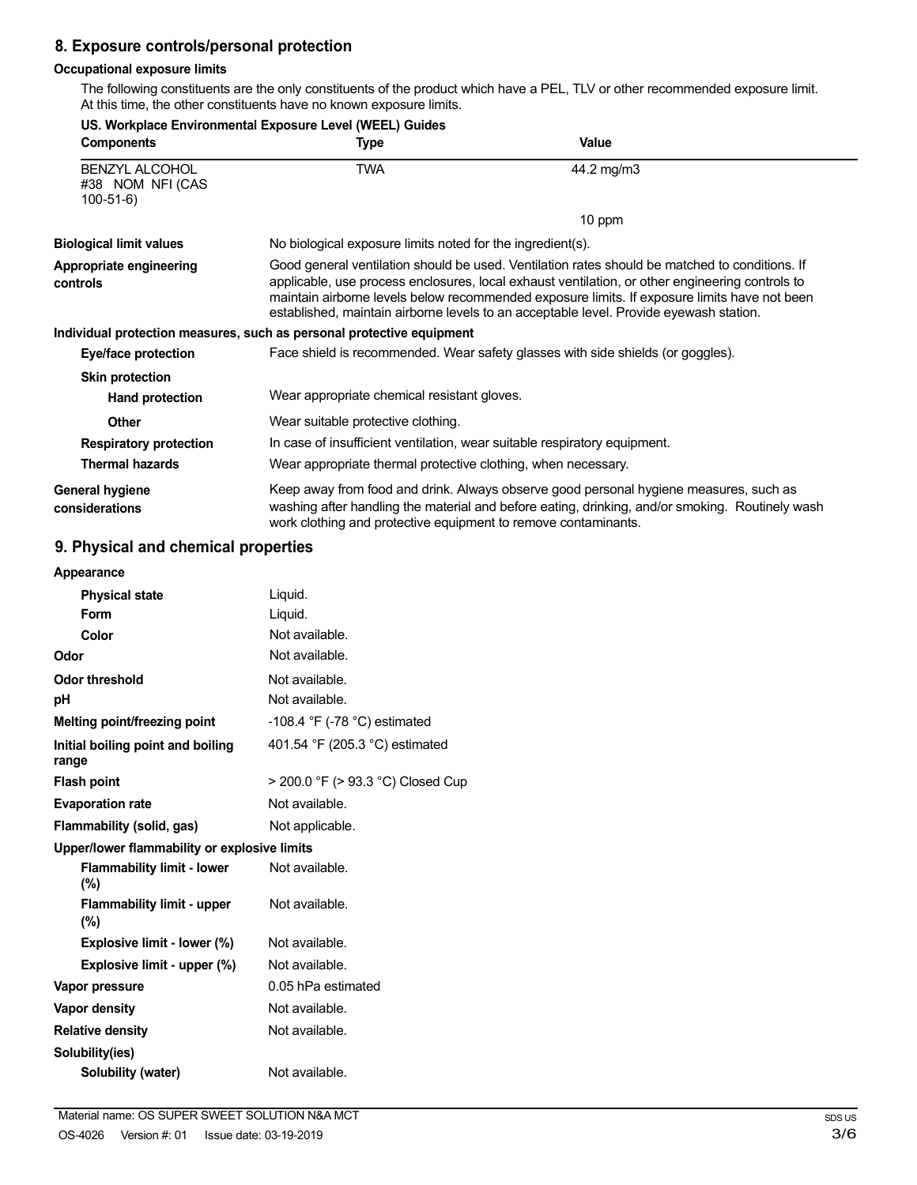## 8. Exposure controls/personal protection

### Occupational exposure limits

The following constituents are the only constituents of the product which have a PEL, TLV or other recommended exposure limit. At this time, the other constituents have no known exposure limits.

**US. Workplace Environmental Exposure Level (WEEL) Guides**

| Components | Type | Value |
|---|---|---|
| BENZYL ALCOHOL #38 NOM NFI (CAS 100-51-6) | TWA | 44.2 mg/m3 |
| | | 10 ppm |

**Biological limit values**
No biological exposure limits noted for the ingredient(s).

**Appropriate engineering controls**
Good general ventilation should be used. Ventilation rates should be matched to conditions. If applicable, use process enclosures, local exhaust ventilation, or other engineering controls to maintain airborne levels below recommended exposure limits. If exposure limits have not been established, maintain airborne levels to an acceptable level. Provide eyewash station.

### Individual protection measures, such as personal protective equipment

**Eye/face protection**
Face shield is recommended. Wear safety glasses with side shields (or goggles).

**Skin protection**

**Hand protection**
Wear appropriate chemical resistant gloves.

**Other**
Wear suitable protective clothing.

**Respiratory protection**
In case of insufficient ventilation, wear suitable respiratory equipment.

**Thermal hazards**
Wear appropriate thermal protective clothing, when necessary.

**General hygiene considerations**
Keep away from food and drink. Always observe good personal hygiene measures, such as washing after handling the material and before eating, drinking, and/or smoking. Routinely wash work clothing and protective equipment to remove contaminants.

## 9. Physical and chemical properties

| Property | Value |
|---|---|
| **Appearance** | |
| Physical state | Liquid. |
| Form | Liquid. |
| Color | Not available. |
| **Odor** | Not available. |
| **Odor threshold** | Not available. |
| **pH** | Not available. |
| **Melting point/freezing point** | -108.4 °F (-78 °C) estimated |
| **Initial boiling point and boiling range** | 401.54 °F (205.3 °C) estimated |
| **Flash point** | > 200.0 °F (> 93.3 °C) Closed Cup |
| **Evaporation rate** | Not available. |
| **Flammability (solid, gas)** | Not applicable. |
| **Upper/lower flammability or explosive limits** | |
| Flammability limit - lower (%) | Not available. |
| Flammability limit - upper (%) | Not available. |
| Explosive limit - lower (%) | Not available. |
| Explosive limit - upper (%) | Not available. |
| **Vapor pressure** | 0.05 hPa estimated |
| **Vapor density** | Not available. |
| **Relative density** | Not available. |
| **Solubility(ies)** | |
| Solubility (water) | Not available. |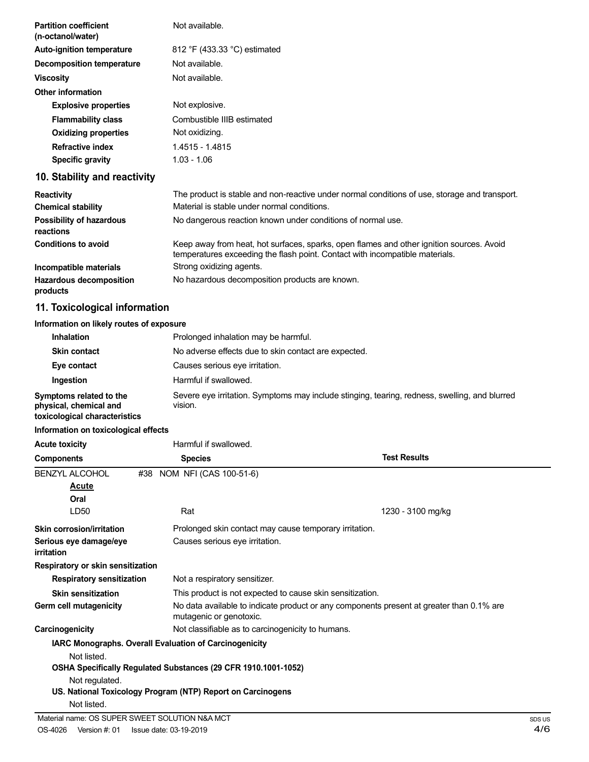| | |
|---|---|
| **Partition coefficient (n-octanol/water)** | Not available. |
| **Auto-ignition temperature** | 812 °F (433.33 °C) estimated |
| **Decomposition temperature** | Not available. |
| **Viscosity** | Not available. |
| **Other information** | |
| **Explosive properties** | Not explosive. |
| **Flammability class** | Combustible IIIB estimated |
| **Oxidizing properties** | Not oxidizing. |
| **Refractive index** | 1.4515 - 1.4815 |
| **Specific gravity** | 1.03 - 1.06 |

## 10. Stability and reactivity

| | |
|---|---|
| **Reactivity** | The product is stable and non-reactive under normal conditions of use, storage and transport. |
| **Chemical stability** | Material is stable under normal conditions. |
| **Possibility of hazardous reactions** | No dangerous reaction known under conditions of normal use. |
| **Conditions to avoid** | Keep away from heat, hot surfaces, sparks, open flames and other ignition sources. Avoid temperatures exceeding the flash point. Contact with incompatible materials. |
| **Incompatible materials** | Strong oxidizing agents. |
| **Hazardous decomposition products** | No hazardous decomposition products are known. |

## 11. Toxicological information

**Information on likely routes of exposure**

| | |
|---|---|
| **Inhalation** | Prolonged inhalation may be harmful. |
| **Skin contact** | No adverse effects due to skin contact are expected. |
| **Eye contact** | Causes serious eye irritation. |
| **Ingestion** | Harmful if swallowed. |
| **Symptoms related to the physical, chemical and toxicological characteristics** | Severe eye irritation. Symptoms may include stinging, tearing, redness, swelling, and blurred vision. |

**Information on toxicological effects**

**Acute toxicity** Harmful if swallowed.

| Components | Species | Test Results |
|---|---|---|
| BENZYL ALCOHOL #38 NOM NFI (CAS 100-51-6) | | |
| **Acute** | | |
| **Oral** | | |
| LD50 | Rat | 1230 - 3100 mg/kg |

| | |
|---|---|
| **Skin corrosion/irritation** | Prolonged skin contact may cause temporary irritation. |
| **Serious eye damage/eye irritation** | Causes serious eye irritation. |
| **Respiratory or skin sensitization** | |
| **Respiratory sensitization** | Not a respiratory sensitizer. |
| **Skin sensitization** | This product is not expected to cause skin sensitization. |
| **Germ cell mutagenicity** | No data available to indicate product or any components present at greater than 0.1% are mutagenic or genotoxic. |
| **Carcinogenicity** | Not classifiable as to carcinogenicity to humans. |

**IARC Monographs. Overall Evaluation of Carcinogenicity**

Not listed.

**OSHA Specifically Regulated Substances (29 CFR 1910.1001-1052)**

Not regulated.

**US. National Toxicology Program (NTP) Report on Carcinogens**

Not listed.

Material name: OS SUPER SWEET SOLUTION N&A MCT

OS-4026 Version #: 01 Issue date: 03-19-2019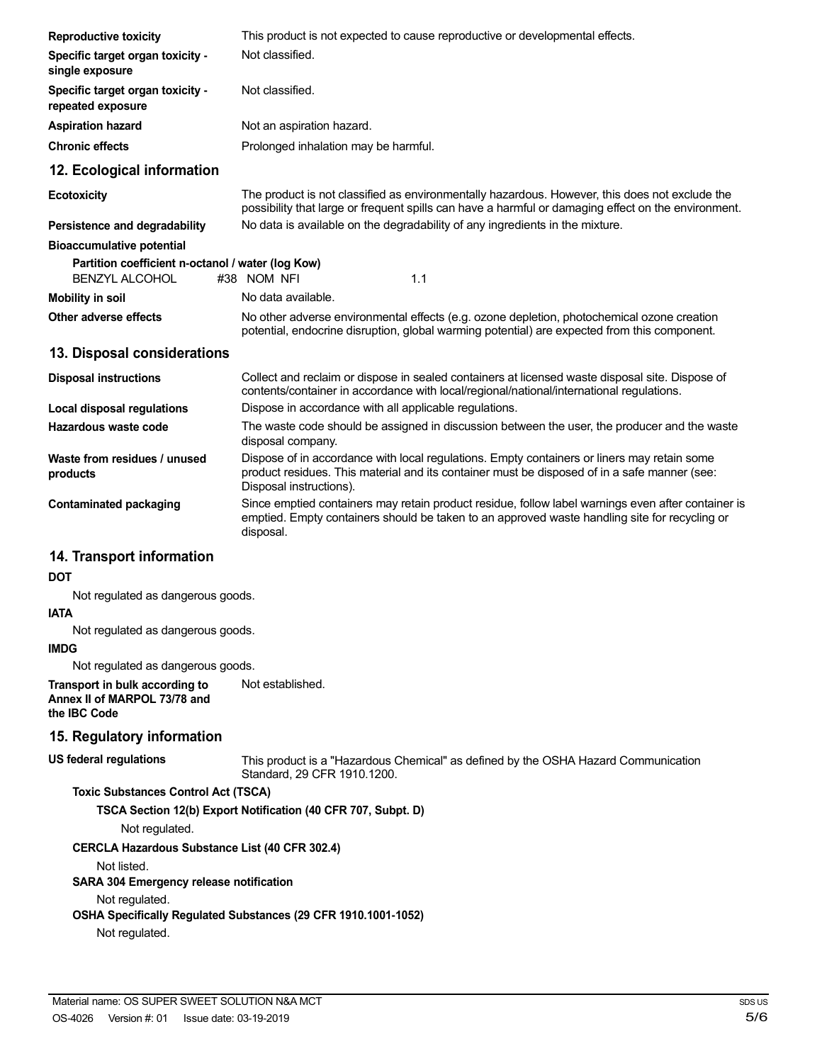| | |
|---|---|
| **Reproductive toxicity** | This product is not expected to cause reproductive or developmental effects. |
| **Specific target organ toxicity - single exposure** | Not classified. |
| **Specific target organ toxicity - repeated exposure** | Not classified. |
| **Aspiration hazard** | Not an aspiration hazard. |
| **Chronic effects** | Prolonged inhalation may be harmful. |

## 12. Ecological information

| | |
|---|---|
| **Ecotoxicity** | The product is not classified as environmentally hazardous. However, this does not exclude the possibility that large or frequent spills can have a harmful or damaging effect on the environment. |
| **Persistence and degradability** | No data is available on the degradability of any ingredients in the mixture. |

**Bioaccumulative potential**

**Partition coefficient n-octanol / water (log Kow)**

| | |
|---|---|
| BENZYL ALCOHOL #38 NOM NFI | 1.1 |

| | |
|---|---|
| **Mobility in soil** | No data available. |
| **Other adverse effects** | No other adverse environmental effects (e.g. ozone depletion, photochemical ozone creation potential, endocrine disruption, global warming potential) are expected from this component. |

## 13. Disposal considerations

| | |
|---|---|
| **Disposal instructions** | Collect and reclaim or dispose in sealed containers at licensed waste disposal site. Dispose of contents/container in accordance with local/regional/national/international regulations. |
| **Local disposal regulations** | Dispose in accordance with all applicable regulations. |
| **Hazardous waste code** | The waste code should be assigned in discussion between the user, the producer and the waste disposal company. |
| **Waste from residues / unused products** | Dispose of in accordance with local regulations. Empty containers or liners may retain some product residues. This material and its container must be disposed of in a safe manner (see: Disposal instructions). |
| **Contaminated packaging** | Since emptied containers may retain product residue, follow label warnings even after container is emptied. Empty containers should be taken to an approved waste handling site for recycling or disposal. |

## 14. Transport information

**DOT**

Not regulated as dangerous goods.

**IATA**

Not regulated as dangerous goods.

**IMDG**

Not regulated as dangerous goods.

| | |
|---|---|
| **Transport in bulk according to Annex II of MARPOL 73/78 and the IBC Code** | Not established. |

## 15. Regulatory information

| | |
|---|---|
| **US federal regulations** | This product is a "Hazardous Chemical" as defined by the OSHA Hazard Communication Standard, 29 CFR 1910.1200. |

**Toxic Substances Control Act (TSCA)**

**TSCA Section 12(b) Export Notification (40 CFR 707, Subpt. D)**

Not regulated.

**CERCLA Hazardous Substance List (40 CFR 302.4)**

Not listed.

**SARA 304 Emergency release notification**

Not regulated.

**OSHA Specifically Regulated Substances (29 CFR 1910.1001-1052)**

Not regulated.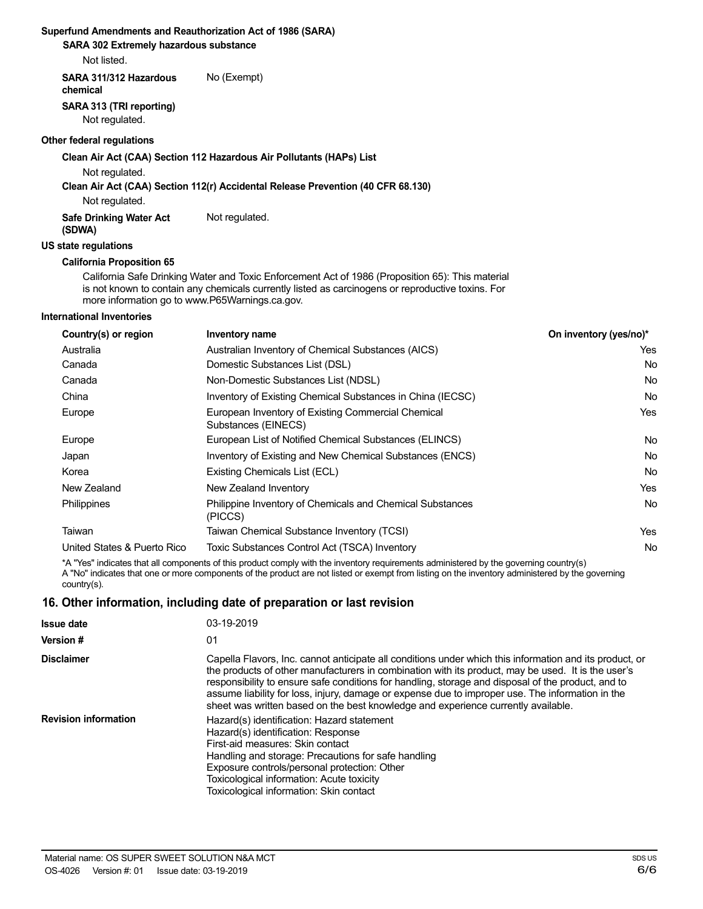**Superfund Amendments and Reauthorization Act of 1986 (SARA)**

**SARA 302 Extremely hazardous substance**

Not listed.

**SARA 311/312 Hazardous chemical** No (Exempt)

**SARA 313 (TRI reporting)**

Not regulated.

**Other federal regulations**

**Clean Air Act (CAA) Section 112 Hazardous Air Pollutants (HAPs) List**

Not regulated.

**Clean Air Act (CAA) Section 112(r) Accidental Release Prevention (40 CFR 68.130)**

Not regulated.

**Safe Drinking Water Act (SDWA)** Not regulated.

**US state regulations**

**California Proposition 65**

California Safe Drinking Water and Toxic Enforcement Act of 1986 (Proposition 65): This material is not known to contain any chemicals currently listed as carcinogens or reproductive toxins. For more information go to www.P65Warnings.ca.gov.

**International Inventories**

| Country(s) or region | Inventory name | On inventory (yes/no)* |
|---|---|---|
| Australia | Australian Inventory of Chemical Substances (AICS) | Yes |
| Canada | Domestic Substances List (DSL) | No |
| Canada | Non-Domestic Substances List (NDSL) | No |
| China | Inventory of Existing Chemical Substances in China (IECSC) | No |
| Europe | European Inventory of Existing Commercial Chemical Substances (EINECS) | Yes |
| Europe | European List of Notified Chemical Substances (ELINCS) | No |
| Japan | Inventory of Existing and New Chemical Substances (ENCS) | No |
| Korea | Existing Chemicals List (ECL) | No |
| New Zealand | New Zealand Inventory | Yes |
| Philippines | Philippine Inventory of Chemicals and Chemical Substances (PICCS) | No |
| Taiwan | Taiwan Chemical Substance Inventory (TCSI) | Yes |
| United States & Puerto Rico | Toxic Substances Control Act (TSCA) Inventory | No |

*A "Yes" indicates that all components of this product comply with the inventory requirements administered by the governing country(s)
A "No" indicates that one or more components of the product are not listed or exempt from listing on the inventory administered by the governing country(s).

## 16. Other information, including date of preparation or last revision

**Issue date** 03-19-2019

**Version #** 01

**Disclaimer** Capella Flavors, Inc. cannot anticipate all conditions under which this information and its product, or the products of other manufacturers in combination with its product, may be used. It is the user's responsibility to ensure safe conditions for handling, storage and disposal of the product, and to assume liability for loss, injury, damage or expense due to improper use. The information in the sheet was written based on the best knowledge and experience currently available.

**Revision information**

Hazard(s) identification: Hazard statement
Hazard(s) identification: Response
First-aid measures: Skin contact
Handling and storage: Precautions for safe handling
Exposure controls/personal protection: Other
Toxicological information: Acute toxicity
Toxicological information: Skin contact